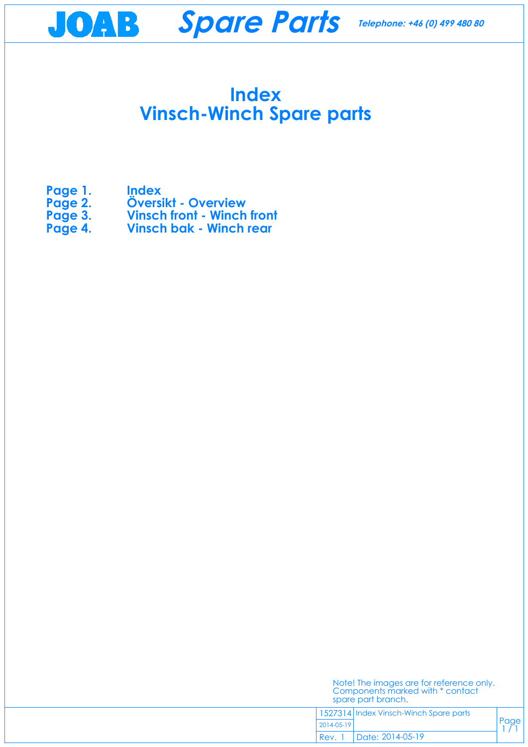# Index
# Vinsch-Winch Spare parts

| | |
|---|---|
| **Page 1.** | **Index** |
| **Page 2.** | **Översikt - Overview** |
| **Page 3.** | **Vinsch front - Winch front** |
| **Page 4.** | **Vinsch bak - Winch rear** |

Note! The images are for reference only. Components marked with * contact spare part branch.

| | | |
|---|---|---|
| 1527314 | Index Vinsch-Winch Spare parts | Page 1 / 1 |
| 2014-05-19 | | |
| Rev. 1 | Date: 2014-05-19 | |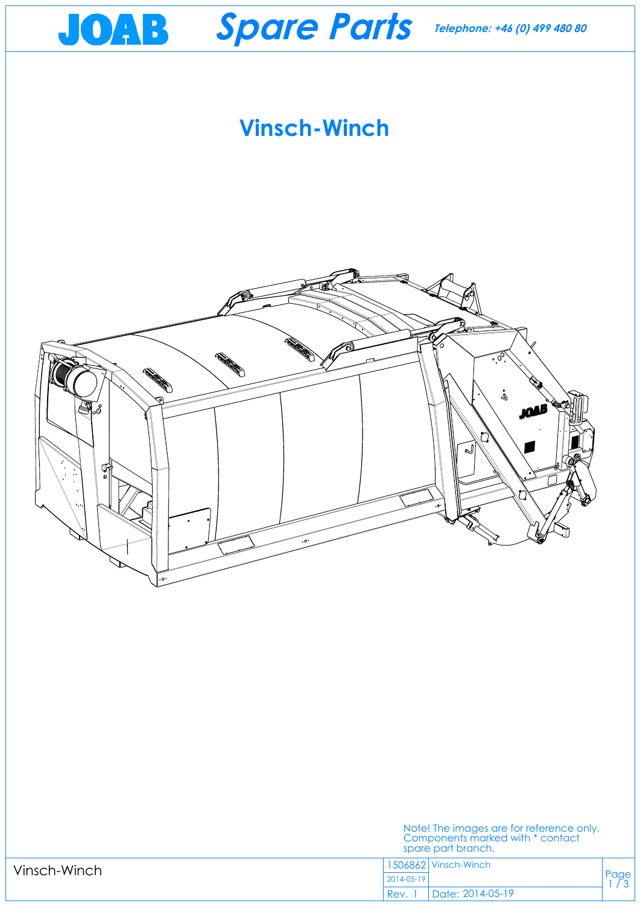# Vinsch-Winch

Note! The images are for reference only. Components marked with * contact spare part branch.

| Vinsch-Winch | 1506862 | Vinsch-Winch |
| --- | --- | --- |
| | 2014-05-19 | |
| | Rev. 1 | Date: 2014-05-19 |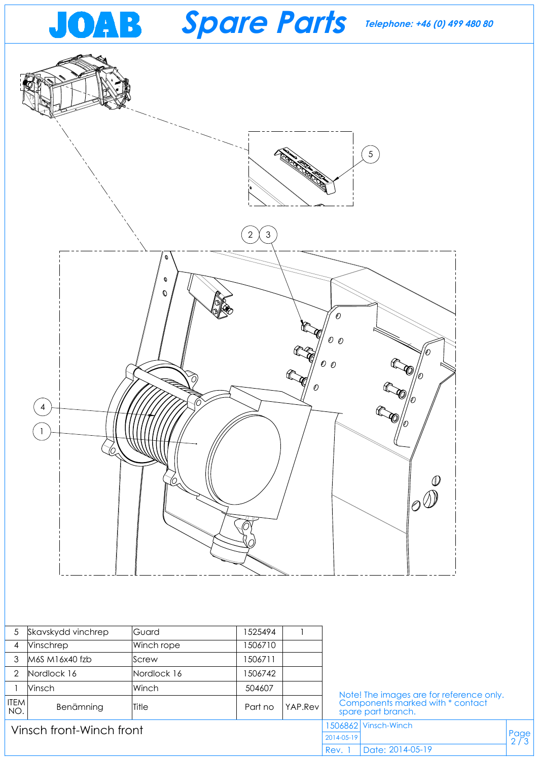# JOAB Spare Parts

*Telephone: +46 (0) 499 480 80*

| ITEM NO. | Benämning | Title | Part no | YAP.Rev |
|---|---|---|---|---|
| 5 | Skavskydd vinchrep | Guard | 1525494 | 1 |
| 4 | Vinschrep | Winch rope | 1506710 | |
| 3 | M6S M16x40 fzb | Screw | 1506711 | |
| 2 | Nordlock 16 | Nordlock 16 | 1506742 | |
| 1 | Vinsch | Winch | 504607 | |

Note! The images are for reference only. Components marked with * contact spare part branch.

## Vinsch front-Winch front

| 1506862 | Vinsch-Winch |
|---|---|
| 2014-05-19 | |
| Rev. 1 | Date: 2014-05-19 |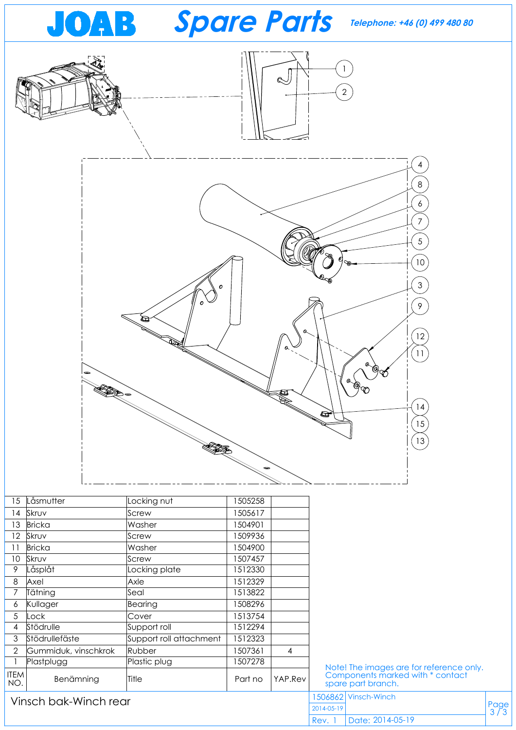# JOAB Spare Parts

Telephone: +46 (0) 499 480 80

1
2
4
8
6
7
5
10
3
9
12
11
14
15
13

| ITEM NO. | Benämning | Title | Part no | YAP.Rev |
|---|---|---|---|---|
| 15 | Låsmutter | Locking nut | 1505258 | |
| 14 | Skruv | Screw | 1505617 | |
| 13 | Bricka | Washer | 1504901 | |
| 12 | Skruv | Screw | 1509936 | |
| 11 | Bricka | Washer | 1504900 | |
| 10 | Skruv | Screw | 1507457 | |
| 9 | Låsplåt | Locking plate | 1512330 | |
| 8 | Axel | Axle | 1512329 | |
| 7 | Tätning | Seal | 1513822 | |
| 6 | Kullager | Bearing | 1508296 | |
| 5 | Lock | Cover | 1513754 | |
| 4 | Stödrulle | Support roll | 1512294 | |
| 3 | Stödrullefäste | Support roll attachment | 1512323 | |
| 2 | Gummiduk, vinschkrok | Rubber | 1507361 | 4 |
| 1 | Plastplugg | Plastic plug | 1507278 | |

Note! The images are for reference only. Components marked with * contact spare part branch.

Vinsch bak-Winch rear

| | |
|---|---|
| 1506862 | Vinsch-Winch |
| 2014-05-19 | |
| Rev. 1 | Date: 2014-05-19 |